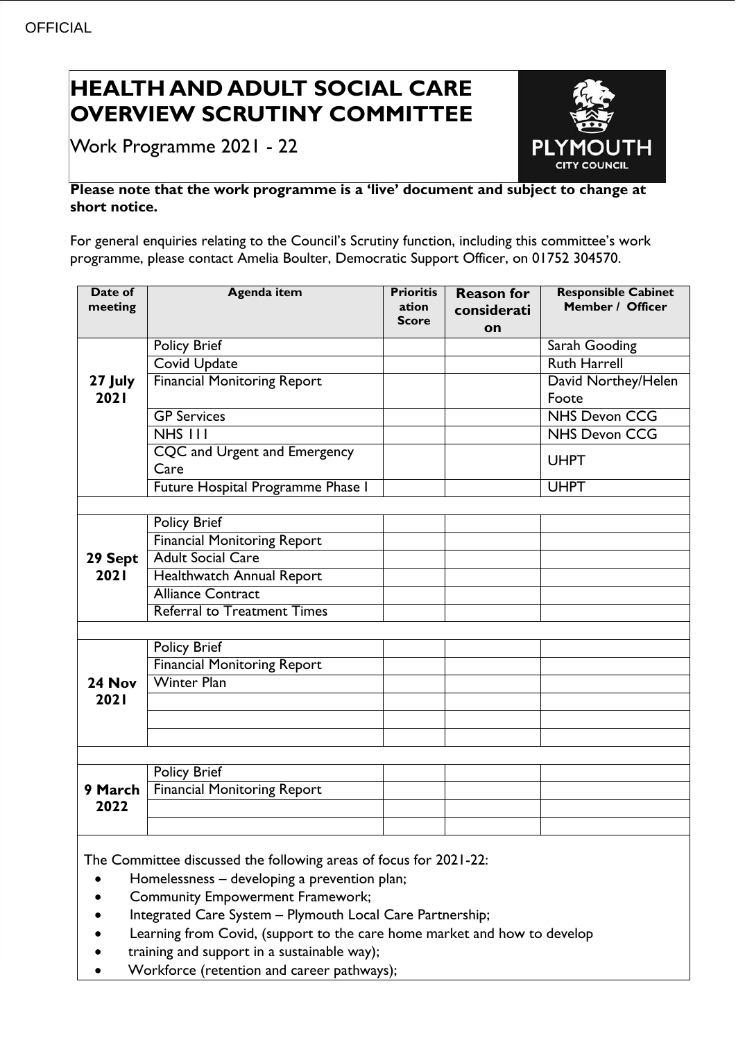OFFICIAL

# HEALTH AND ADULT SOCIAL CARE OVERVIEW SCRUTINY COMMITTEE

Work Programme 2021 - 22

**Please note that the work programme is a 'live' document and subject to change at short notice.**

For general enquiries relating to the Council's Scrutiny function, including this committee's work programme, please contact Amelia Boulter, Democratic Support Officer, on 01752 304570.

| Date of meeting | Agenda item | Prioritisation Score | Reason for consideration | Responsible Cabinet Member / Officer |
|---|---|---|---|---|
| **27 July 2021** | Policy Brief | | | Sarah Gooding |
| | Covid Update | | | Ruth Harrell |
| | Financial Monitoring Report | | | David Northey/Helen Foote |
| | GP Services | | | NHS Devon CCG |
| | NHS 111 | | | NHS Devon CCG |
| | CQC and Urgent and Emergency Care | | | UHPT |
| | Future Hospital Programme Phase I | | | UHPT |
| | | | | |
| **29 Sept 2021** | Policy Brief | | | |
| | Financial Monitoring Report | | | |
| | Adult Social Care | | | |
| | Healthwatch Annual Report | | | |
| | Alliance Contract | | | |
| | Referral to Treatment Times | | | |
| | | | | |
| **24 Nov 2021** | Policy Brief | | | |
| | Financial Monitoring Report | | | |
| | Winter Plan | | | |
| | | | | |
| | | | | |
| | | | | |
| | | | | |
| **9 March 2022** | Policy Brief | | | |
| | Financial Monitoring Report | | | |
| | | | | |
| | | | | |

The Committee discussed the following areas of focus for 2021-22:

- Homelessness – developing a prevention plan;
- Community Empowerment Framework;
- Integrated Care System – Plymouth Local Care Partnership;
- Learning from Covid, (support to the care home market and how to develop
- training and support in a sustainable way);
- Workforce (retention and career pathways);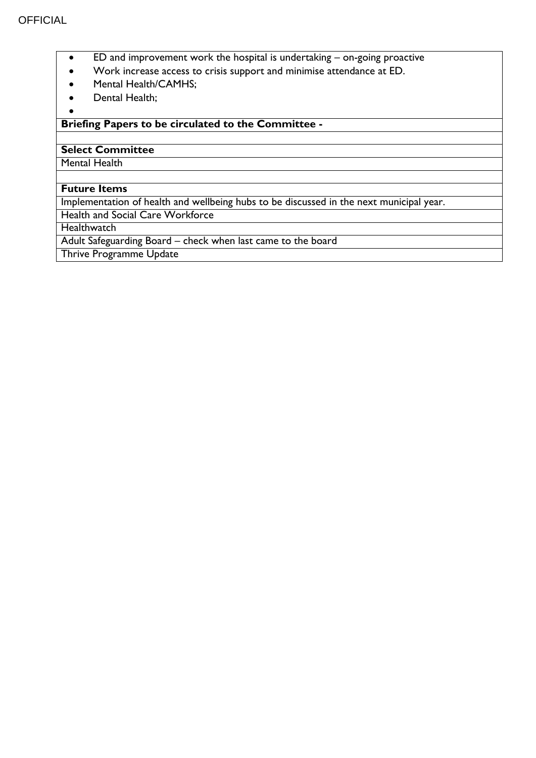- ED and improvement work the hospital is undertaking – on-going proactive
- Work increase access to crisis support and minimise attendance at ED.
- Mental Health/CAMHS;
- Dental Health;
-

| **Briefing Papers to be circulated to the Committee -** |
|---|
| |
| **Select Committee** |
| Mental Health |
| |
| **Future Items** |
| Implementation of health and wellbeing hubs to be discussed in the next municipal year. |
| Health and Social Care Workforce |
| Healthwatch |
| Adult Safeguarding Board – check when last came to the board |
| Thrive Programme Update |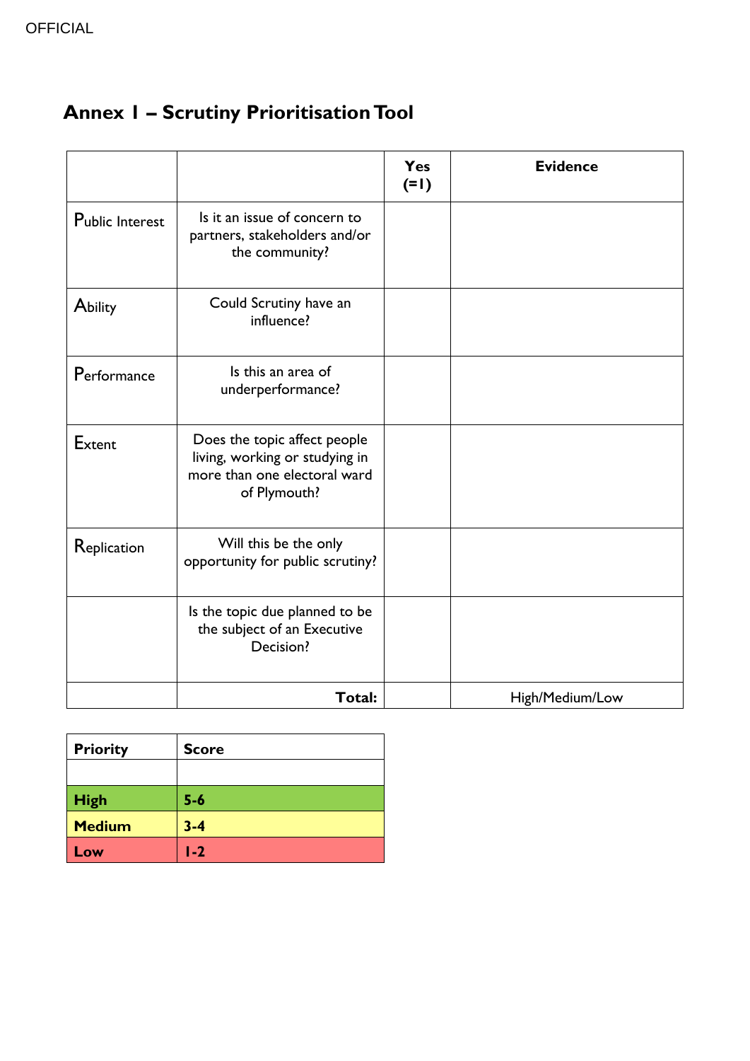## Annex 1 – Scrutiny Prioritisation Tool

| | | Yes (=1) | Evidence |
|---|---|---|---|
| Public Interest | Is it an issue of concern to partners, stakeholders and/or the community? | | |
| Ability | Could Scrutiny have an influence? | | |
| Performance | Is this an area of underperformance? | | |
| Extent | Does the topic affect people living, working or studying in more than one electoral ward of Plymouth? | | |
| Replication | Will this be the only opportunity for public scrutiny? | | |
| | Is the topic due planned to be the subject of an Executive Decision? | | |
| | **Total:** | | High/Medium/Low |

| Priority | Score |
|---|---|
| | |
| **High** | **5-6** |
| **Medium** | **3-4** |
| **Low** | **1-2** |